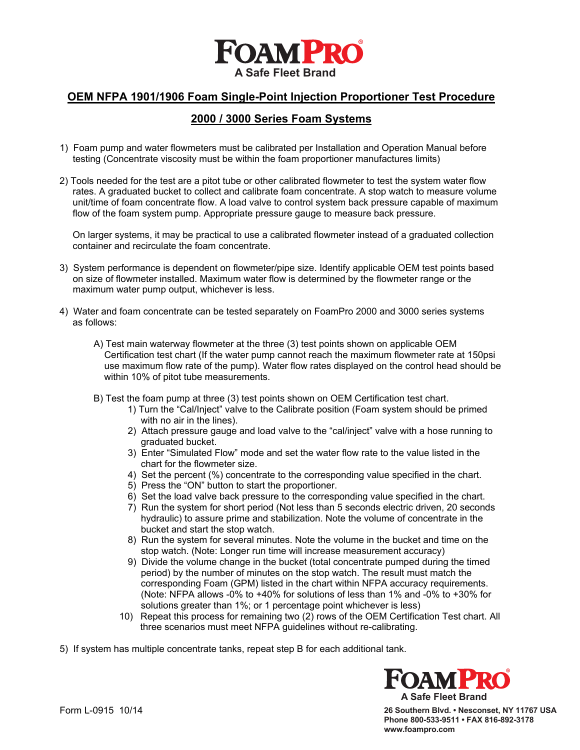# FOAMPRO

**A Safe Fleet Brand**

## OEM NFPA 1901/1906 Foam Single-Point Injection Proportioner Test Procedure

## 2000 / 3000 Series Foam Systems

1) Foam pump and water flowmeters must be calibrated per Installation and Operation Manual before testing (Concentrate viscosity must be within the foam proportioner manufactures limits)

2) Tools needed for the test are a pitot tube or other calibrated flowmeter to test the system water flow rates. A graduated bucket to collect and calibrate foam concentrate. A stop watch to measure volume unit/time of foam concentrate flow. A load valve to control system back pressure capable of maximum flow of the foam system pump. Appropriate pressure gauge to measure back pressure.

   On larger systems, it may be practical to use a calibrated flowmeter instead of a graduated collection container and recirculate the foam concentrate.

3) System performance is dependent on flowmeter/pipe size. Identify applicable OEM test points based on size of flowmeter installed. Maximum water flow is determined by the flowmeter range or the maximum water pump output, whichever is less.

4) Water and foam concentrate can be tested separately on FoamPro 2000 and 3000 series systems as follows:

   A) Test main waterway flowmeter at the three (3) test points shown on applicable OEM Certification test chart (If the water pump cannot reach the maximum flowmeter rate at 150psi use maximum flow rate of the pump). Water flow rates displayed on the control head should be within 10% of pitot tube measurements.

   B) Test the foam pump at three (3) test points shown on OEM Certification test chart.
      1) Turn the "Cal/Inject" valve to the Calibrate position (Foam system should be primed with no air in the lines).
      2) Attach pressure gauge and load valve to the "cal/inject" valve with a hose running to graduated bucket.
      3) Enter "Simulated Flow" mode and set the water flow rate to the value listed in the chart for the flowmeter size.
      4) Set the percent (%) concentrate to the corresponding value specified in the chart.
      5) Press the "ON" button to start the proportioner.
      6) Set the load valve back pressure to the corresponding value specified in the chart.
      7) Run the system for short period (Not less than 5 seconds electric driven, 20 seconds hydraulic) to assure prime and stabilization. Note the volume of concentrate in the bucket and start the stop watch.
      8) Run the system for several minutes. Note the volume in the bucket and time on the stop watch. (Note: Longer run time will increase measurement accuracy)
      9) Divide the volume change in the bucket (total concentrate pumped during the timed period) by the number of minutes on the stop watch. The result must match the corresponding Foam (GPM) listed in the chart within NFPA accuracy requirements. (Note: NFPA allows -0% to +40% for solutions of less than 1% and -0% to +30% for solutions greater than 1%; or 1 percentage point whichever is less)
      10) Repeat this process for remaining two (2) rows of the OEM Certification Test chart. All three scenarios must meet NFPA guidelines without re-calibrating.

5) If system has multiple concentrate tanks, repeat step B for each additional tank.

Form L-0915 10/14

**FOAMPRO**
**A Safe Fleet Brand**
**26 Southern Blvd. • Nesconset, NY 11767 USA**
**Phone 800-533-9511 • FAX 816-892-3178**
**www.foampro.com**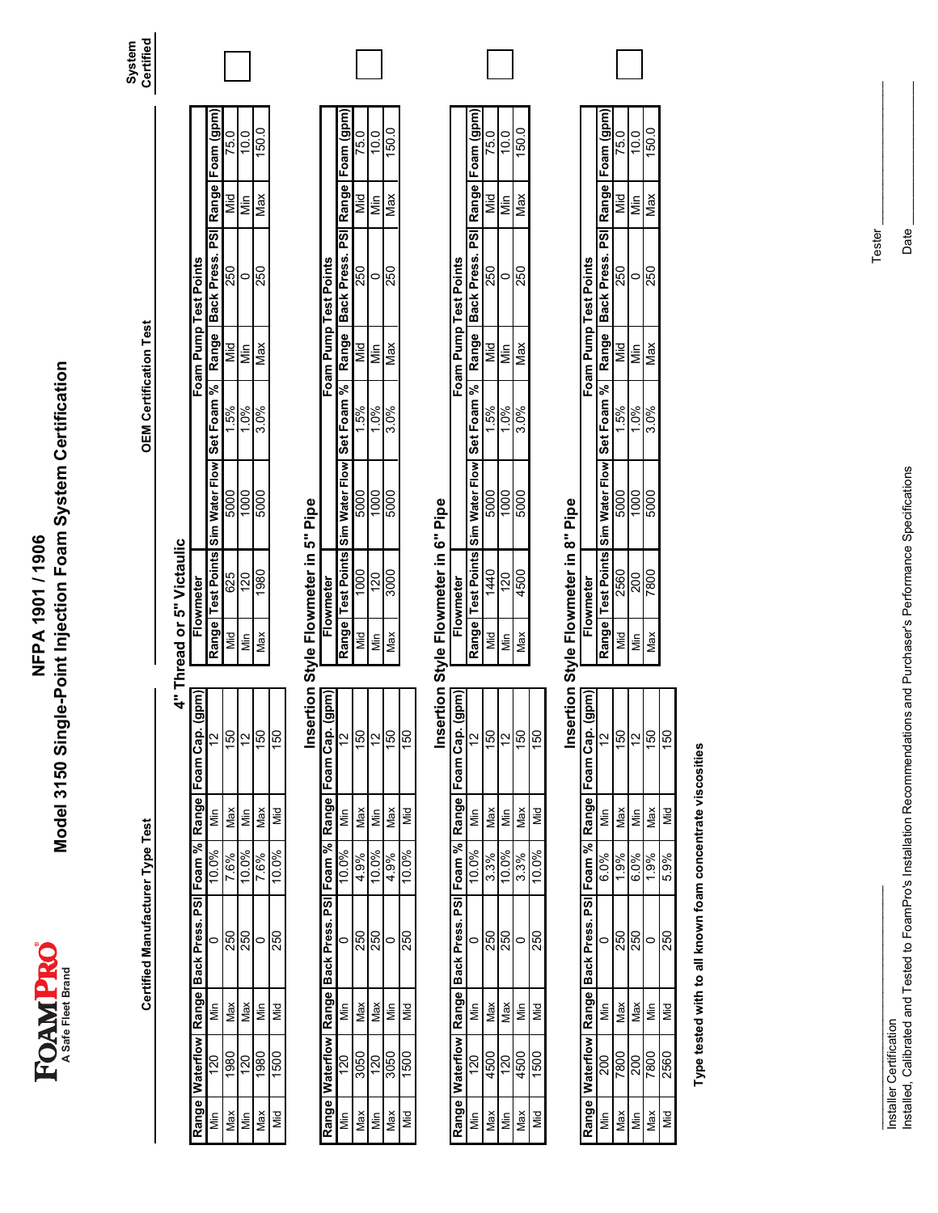FoamPro A Safe Fleet Brand

# NFPA 1901 / 1906

# Model 3150 Single-Point Injection Foam System Certification

## Certified Manufacturer Type Test

### 4" Thread or 5" Victaulic

| Range | Waterflow | Range | Back Press. PSI | Foam % | Range | Foam Cap. (gpm) |
|---|---|---|---|---|---|---|
| Min | 120 | Min | 0 | 10.0% | Min | 12 |
| Max | 1980 | Max | 250 | 7.6% | Max | 150 |
| Min | 120 | Min | 250 | 10.0% | Min | 12 |
| Max | 1980 | Min | 0 | 7.6% | Max | 150 |
| Mid | 1500 | Mid | 250 | 10.0% | Mid | 150 |

### Insertion Style Flowmeter in 5" Pipe

| Range | Waterflow | Range | Back Press. PSI | Foam % | Range | Foam Cap. (gpm) |
|---|---|---|---|---|---|---|
| Min | 120 | Min | 0 | 10.0% | Min | 12 |
| Max | 3050 | Max | 250 | 4.9% | Max | 150 |
| Min | 120 | Max | 250 | 10.0% | Min | 12 |
| Max | 3050 | Min | 0 | 4.9% | Max | 150 |
| Mid | 1500 | Mid | 250 | 10.0% | Mid | 150 |

### Insertion Style Flowmeter in 6" Pipe

| Range | Waterflow | Range | Back Press. PSI | Foam % | Range | Foam Cap. (gpm) |
|---|---|---|---|---|---|---|
| Min | 120 | Min | 0 | 10.0% | Min | 12 |
| Max | 4500 | Max | 250 | 3.3% | Max | 150 |
| Min | 120 | Max | 250 | 10.0% | Min | 12 |
| Max | 4500 | Min | 0 | 3.3% | Max | 150 |
| Mid | 1500 | Mid | 250 | 10.0% | Mid | 150 |

### Insertion Style Flowmeter in 8" Pipe

| Range | Waterflow | Range | Back Press. PSI | Foam % | Range | Foam Cap. (gpm) |
|---|---|---|---|---|---|---|
| Min | 200 | Min | 0 | 6.0% | Min | 12 |
| Max | 7800 | Max | 250 | 1.9% | Max | 150 |
| Min | 200 | Max | 250 | 6.0% | Min | 12 |
| Max | 7800 | Min | 0 | 1.9% | Max | 150 |
| Mid | 2560 | Mid | 250 | 5.9% | Mid | 150 |

**Type tested with to all known foam concentrate viscosities**

## OEM Certification Test

### 4" Thread or 5" Victaulic

| Flowmeter | | | | Foam Pump Test Points | | | | System Certified |
|---|---|---|---|---|---|---|---|---|
| Range | Test Points | Sim Water Flow | Set Foam % | Range | Back Press. PSI | Range | Foam (gpm) | |
| Mid | 625 | 5000 | 1.5% | Mid | 250 | Mid | 75.0 | ☐ |
| Min | 120 | 1000 | 1.0% | Min | 0 | Min | 10.0 | |
| Max | 1980 | 5000 | 3.0% | Max | 250 | Max | 150.0 | |

### Insertion Style Flowmeter in 5" Pipe

| Flowmeter | | | | Foam Pump Test Points | | | | System Certified |
|---|---|---|---|---|---|---|---|---|
| Range | Test Points | Sim Water Flow | Set Foam % | Range | Back Press. PSI | Range | Foam (gpm) | |
| Mid | 1000 | 5000 | 1.5% | Mid | 250 | Mid | 75.0 | ☐ |
| Min | 120 | 1000 | 1.0% | Min | 0 | Min | 10.0 | |
| Max | 3000 | 5000 | 3.0% | Max | 250 | Max | 150.0 | |

### Insertion Style Flowmeter in 6" Pipe

| Flowmeter | | | | Foam Pump Test Points | | | | System Certified |
|---|---|---|---|---|---|---|---|---|
| Range | Test Points | Sim Water Flow | Set Foam % | Range | Back Press. PSI | Range | Foam (gpm) | |
| Mid | 1440 | 5000 | 1.5% | Mid | 250 | Mid | 75.0 | ☐ |
| Min | 120 | 1000 | 1.0% | Min | 0 | Min | 10.0 | |
| Max | 4500 | 5000 | 3.0% | Max | 250 | Max | 150.0 | |

### Insertion Style Flowmeter in 8" Pipe

| Flowmeter | | | | Foam Pump Test Points | | | | System Certified |
|---|---|---|---|---|---|---|---|---|
| Range | Test Points | Sim Water Flow | Set Foam % | Range | Back Press. PSI | Range | Foam (gpm) | |
| Mid | 2560 | 5000 | 1.5% | Mid | 250 | Mid | 75.0 | ☐ |
| Min | 200 | 1000 | 1.0% | Min | 0 | Min | 10.0 | |
| Max | 7800 | 5000 | 3.0% | Max | 250 | Max | 150.0 | |

Installer Certification ____________________

Installed, Calibrated and Tested to FoamPro's Installation Recommendations and Purchaser's Performance Specifications

Tester ____________________

Date ____________________